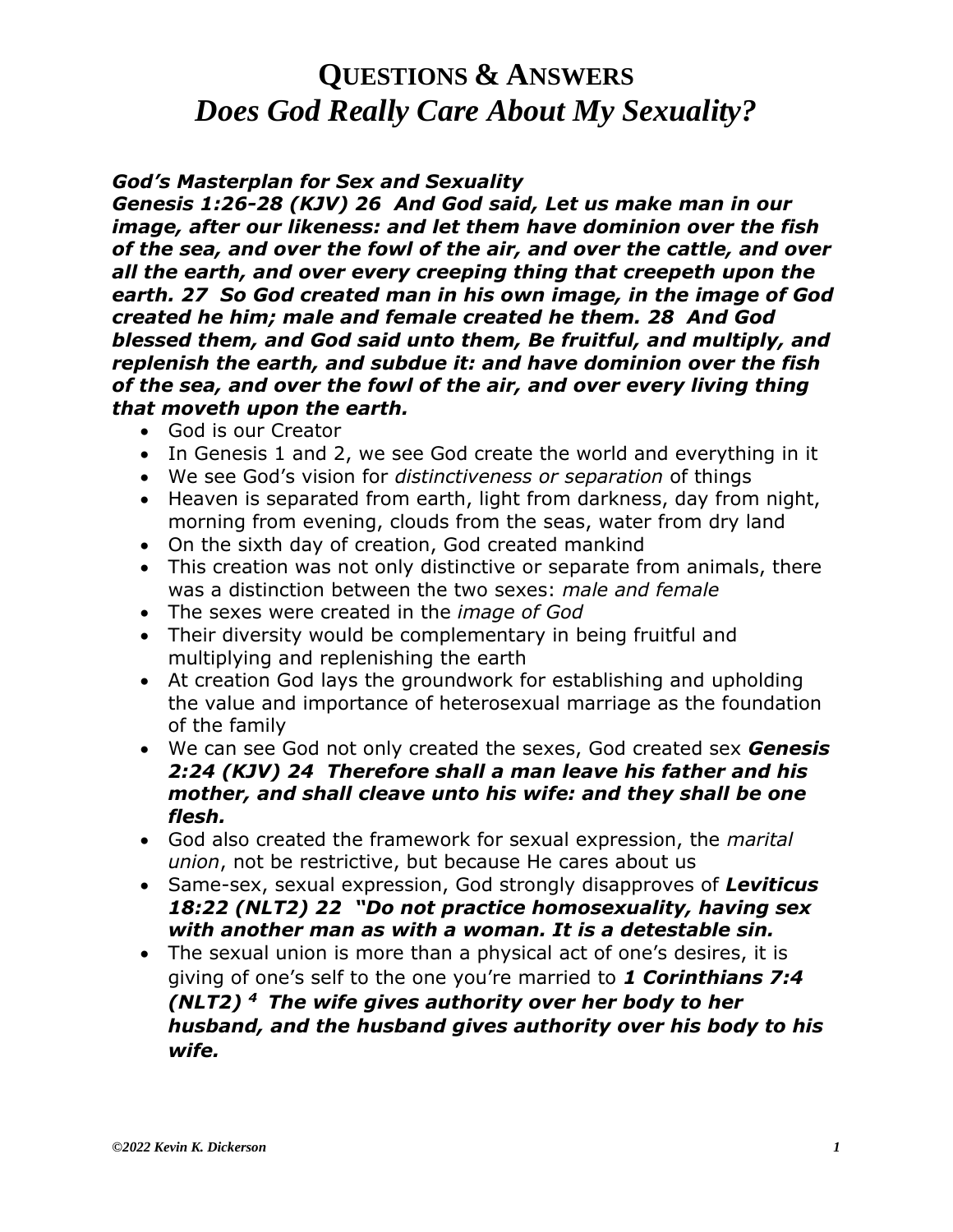# **QUESTIONS & ANSWERS**
# ***Does God Really Care About My Sexuality?***

***God's Masterplan for Sex and Sexuality***

***Genesis 1:26-28 (KJV) 26 And God said, Let us make man in our image, after our likeness: and let them have dominion over the fish of the sea, and over the fowl of the air, and over the cattle, and over all the earth, and over every creeping thing that creepeth upon the earth. 27 So God created man in his own image, in the image of God created he him; male and female created he them. 28 And God blessed them, and God said unto them, Be fruitful, and multiply, and replenish the earth, and subdue it: and have dominion over the fish of the sea, and over the fowl of the air, and over every living thing that moveth upon the earth.***

- God is our Creator
- In Genesis 1 and 2, we see God create the world and everything in it
- We see God's vision for *distinctiveness or separation* of things
- Heaven is separated from earth, light from darkness, day from night, morning from evening, clouds from the seas, water from dry land
- On the sixth day of creation, God created mankind
- This creation was not only distinctive or separate from animals, there was a distinction between the two sexes: *male and female*
- The sexes were created in the *image of God*
- Their diversity would be complementary in being fruitful and multiplying and replenishing the earth
- At creation God lays the groundwork for establishing and upholding the value and importance of heterosexual marriage as the foundation of the family
- We can see God not only created the sexes, God created sex ***Genesis 2:24 (KJV) 24 Therefore shall a man leave his father and his mother, and shall cleave unto his wife: and they shall be one flesh.***
- God also created the framework for sexual expression, the *marital union*, not be restrictive, but because He cares about us
- Same-sex, sexual expression, God strongly disapproves of ***Leviticus 18:22 (NLT2) 22 "Do not practice homosexuality, having sex with another man as with a woman. It is a detestable sin.***
- The sexual union is more than a physical act of one's desires, it is giving of one's self to the one you're married to ***1 Corinthians 7:4 (NLT2) 4 The wife gives authority over her body to her husband, and the husband gives authority over his body to his wife.***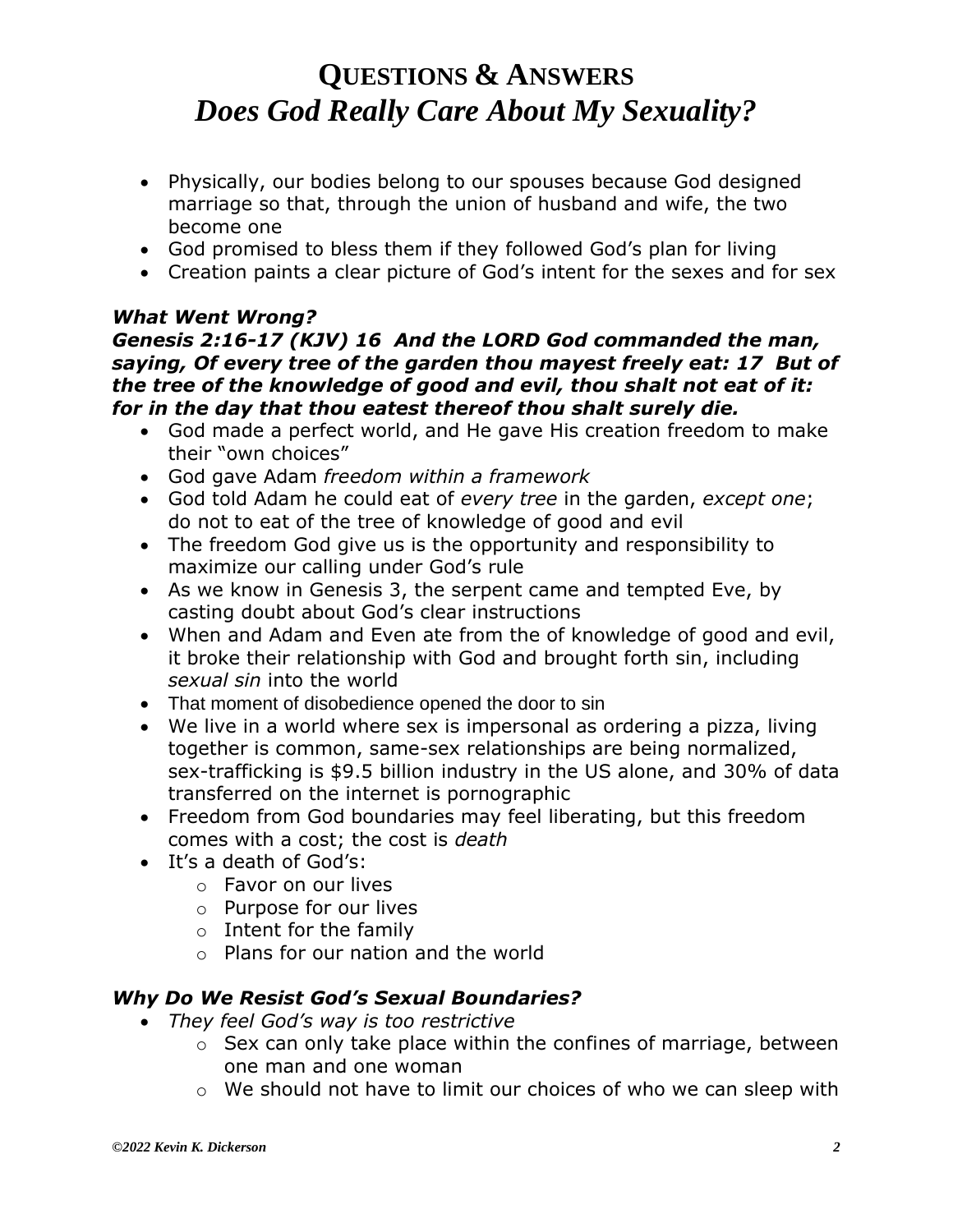# QUESTIONS & ANSWERS
# *Does God Really Care About My Sexuality?*

- Physically, our bodies belong to our spouses because God designed marriage so that, through the union of husband and wife, the two become one
- God promised to bless them if they followed God's plan for living
- Creation paints a clear picture of God's intent for the sexes and for sex

***What Went Wrong?***

***Genesis 2:16-17 (KJV) 16 And the LORD God commanded the man, saying, Of every tree of the garden thou mayest freely eat: 17 But of the tree of the knowledge of good and evil, thou shalt not eat of it: for in the day that thou eatest thereof thou shalt surely die.***

- God made a perfect world, and He gave His creation freedom to make their "own choices"
- God gave Adam *freedom within a framework*
- God told Adam he could eat of *every tree* in the garden, *except one*; do not to eat of the tree of knowledge of good and evil
- The freedom God give us is the opportunity and responsibility to maximize our calling under God's rule
- As we know in Genesis 3, the serpent came and tempted Eve, by casting doubt about God's clear instructions
- When and Adam and Even ate from the of knowledge of good and evil, it broke their relationship with God and brought forth sin, including *sexual sin* into the world
- That moment of disobedience opened the door to sin
- We live in a world where sex is impersonal as ordering a pizza, living together is common, same-sex relationships are being normalized, sex-trafficking is $9.5 billion industry in the US alone, and 30% of data transferred on the internet is pornographic
- Freedom from God boundaries may feel liberating, but this freedom comes with a cost; the cost is *death*
- It's a death of God's:
  - Favor on our lives
  - Purpose for our lives
  - Intent for the family
  - Plans for our nation and the world

***Why Do We Resist God's Sexual Boundaries?***

- *They feel God's way is too restrictive*
  - Sex can only take place within the confines of marriage, between one man and one woman
  - We should not have to limit our choices of who we can sleep with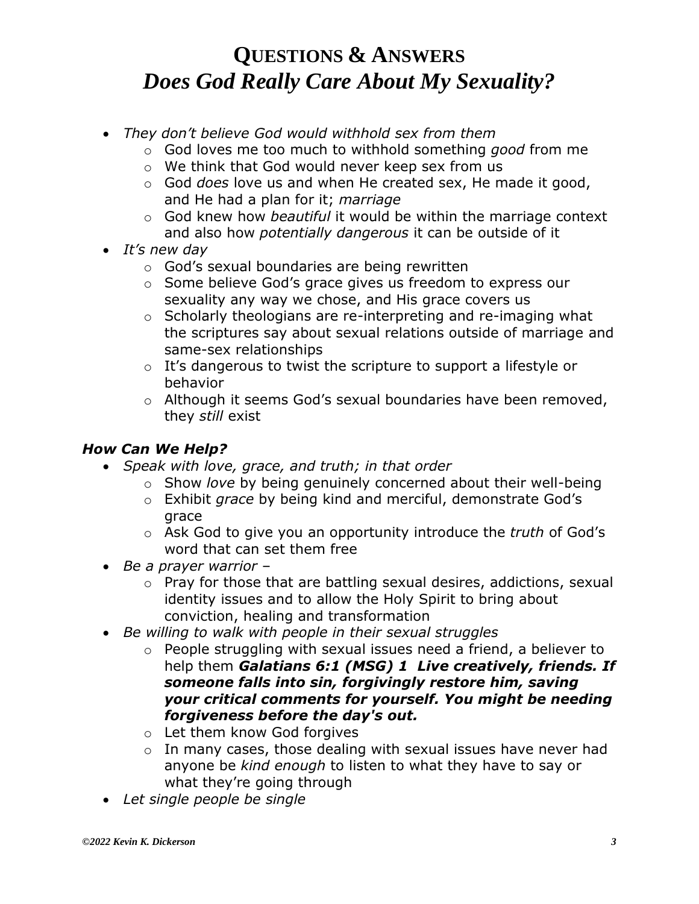# QUESTIONS & ANSWERS
## *Does God Really Care About My Sexuality?*

- *They don't believe God would withhold sex from them*
    - God loves me too much to withhold something *good* from me
    - We think that God would never keep sex from us
    - God *does* love us and when He created sex, He made it good, and He had a plan for it; *marriage*
    - God knew how *beautiful* it would be within the marriage context and also how *potentially dangerous* it can be outside of it
- *It's new day*
    - God's sexual boundaries are being rewritten
    - Some believe God's grace gives us freedom to express our sexuality any way we chose, and His grace covers us
    - Scholarly theologians are re-interpreting and re-imaging what the scriptures say about sexual relations outside of marriage and same-sex relationships
    - It's dangerous to twist the scripture to support a lifestyle or behavior
    - Although it seems God's sexual boundaries have been removed, they *still* exist

### *How Can We Help?*

- *Speak with love, grace, and truth; in that order*
    - Show *love* by being genuinely concerned about their well-being
    - Exhibit *grace* by being kind and merciful, demonstrate God's grace
    - Ask God to give you an opportunity introduce the *truth* of God's word that can set them free
- *Be a prayer warrior –*
    - Pray for those that are battling sexual desires, addictions, sexual identity issues and to allow the Holy Spirit to bring about conviction, healing and transformation
- *Be willing to walk with people in their sexual struggles*
    - People struggling with sexual issues need a friend, a believer to help them ***Galatians 6:1 (MSG) 1 Live creatively, friends. If someone falls into sin, forgivingly restore him, saving your critical comments for yourself. You might be needing forgiveness before the day's out.***
    - Let them know God forgives
    - In many cases, those dealing with sexual issues have never had anyone be *kind enough* to listen to what they have to say or what they're going through
- *Let single people be single*

*©2022 Kevin K. Dickerson*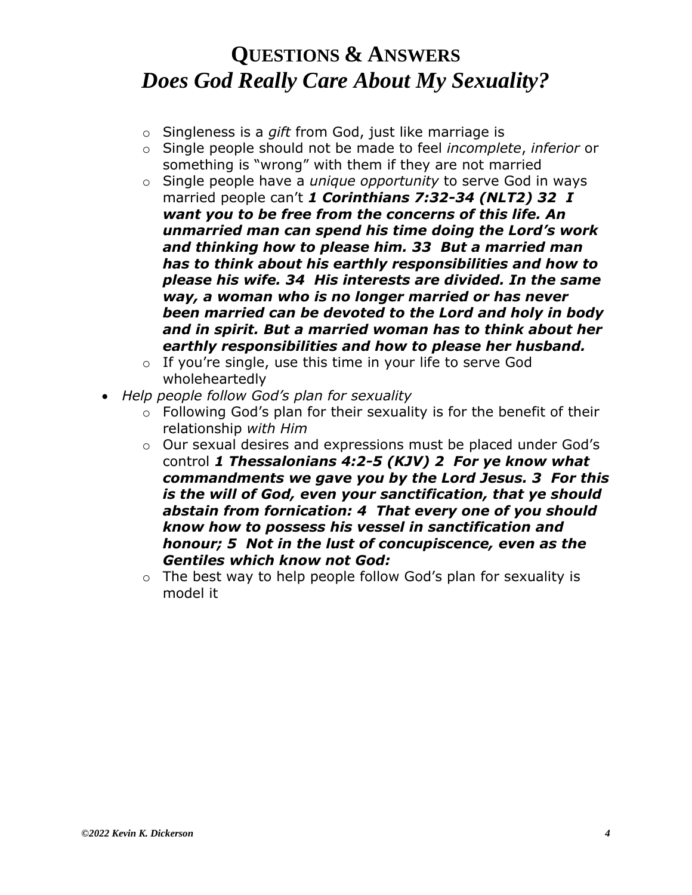# QUESTIONS & ANSWERS
## *Does God Really Care About My Sexuality?*

   - Singleness is a *gift* from God, just like marriage is
   - Single people should not be made to feel *incomplete*, *inferior* or something is "wrong" with them if they are not married
   - Single people have a *unique opportunity* to serve God in ways married people can't ***1 Corinthians 7:32-34 (NLT2) 32 I want you to be free from the concerns of this life. An unmarried man can spend his time doing the Lord's work and thinking how to please him. 33 But a married man has to think about his earthly responsibilities and how to please his wife. 34 His interests are divided. In the same way, a woman who is no longer married or has never been married can be devoted to the Lord and holy in body and in spirit. But a married woman has to think about her earthly responsibilities and how to please her husband.***
   - If you're single, use this time in your life to serve God wholeheartedly
- *Help people follow God's plan for sexuality*
   - Following God's plan for their sexuality is for the benefit of their relationship *with Him*
   - Our sexual desires and expressions must be placed under God's control ***1 Thessalonians 4:2-5 (KJV) 2 For ye know what commandments we gave you by the Lord Jesus. 3 For this is the will of God, even your sanctification, that ye should abstain from fornication: 4 That every one of you should know how to possess his vessel in sanctification and honour; 5 Not in the lust of concupiscence, even as the Gentiles which know not God:***
   - The best way to help people follow God's plan for sexuality is model it